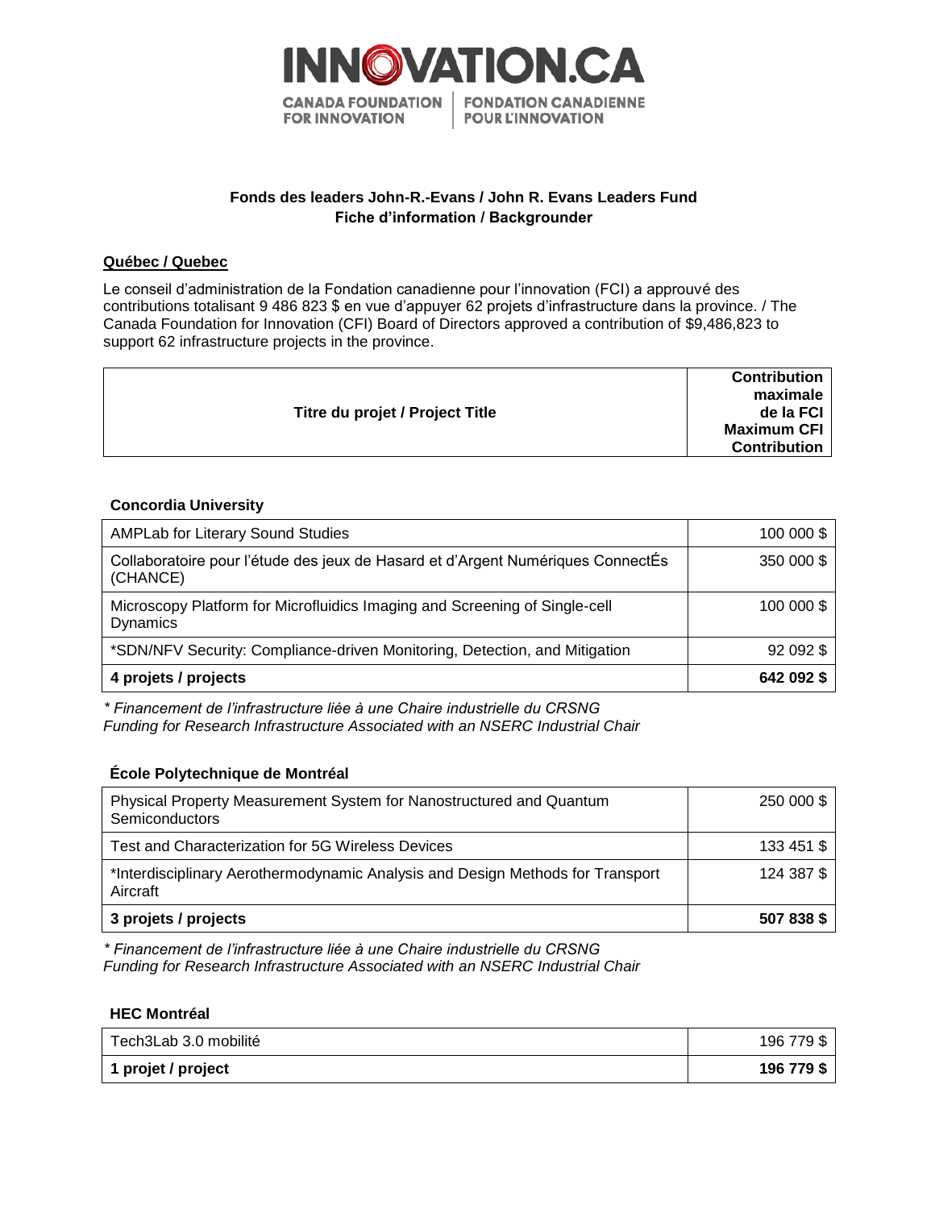INNOVATION.CA

CANADA FOUNDATION FOR INNOVATION | FONDATION CANADIENNE POUR L'INNOVATION

**Fonds des leaders John-R.-Evans / John R. Evans Leaders Fund**
**Fiche d'information / Backgrounder**

## Québec / Quebec

Le conseil d'administration de la Fondation canadienne pour l'innovation (FCI) a approuvé des contributions totalisant 9 486 823 $ en vue d'appuyer 62 projets d'infrastructure dans la province. / The Canada Foundation for Innovation (CFI) Board of Directors approved a contribution of $9,486,823 to support 62 infrastructure projects in the province.

| Titre du projet / Project Title | Contribution maximale de la FCI Maximum CFI Contribution |
|---|---|

### Concordia University

| Titre du projet / Project Title | Contribution maximale de la FCI / Maximum CFI Contribution |
|---|---|
| AMPLab for Literary Sound Studies | 100 000 $ |
| Collaboratoire pour l'étude des jeux de Hasard et d'Argent Numériques ConnectÉs (CHANCE) | 350 000 $ |
| Microscopy Platform for Microfluidics Imaging and Screening of Single-cell Dynamics | 100 000 $ |
| *SDN/NFV Security: Compliance-driven Monitoring, Detection, and Mitigation | 92 092 $ |
| **4 projets / projects** | **642 092 $** |

*\* Financement de l'infrastructure liée à une Chaire industrielle du CRSNG*
*Funding for Research Infrastructure Associated with an NSERC Industrial Chair*

### École Polytechnique de Montréal

| Titre du projet / Project Title | Contribution maximale de la FCI / Maximum CFI Contribution |
|---|---|
| Physical Property Measurement System for Nanostructured and Quantum Semiconductors | 250 000 $ |
| Test and Characterization for 5G Wireless Devices | 133 451 $ |
| *Interdisciplinary Aerothermodynamic Analysis and Design Methods for Transport Aircraft | 124 387 $ |
| **3 projets / projects** | **507 838 $** |

*\* Financement de l'infrastructure liée à une Chaire industrielle du CRSNG*
*Funding for Research Infrastructure Associated with an NSERC Industrial Chair*

### HEC Montréal

| Titre du projet / Project Title | Contribution maximale de la FCI / Maximum CFI Contribution |
|---|---|
| Tech3Lab 3.0 mobilité | 196 779 $ |
| **1 projet / project** | **196 779 $** |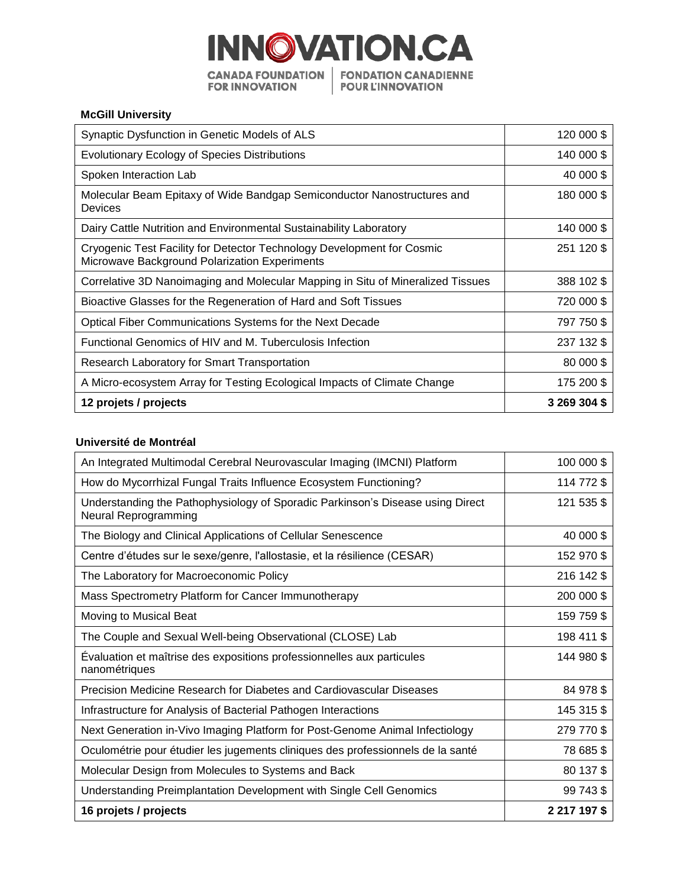**McGill University**

| | |
|---|---|
| Synaptic Dysfunction in Genetic Models of ALS | 120 000 $ |
| Evolutionary Ecology of Species Distributions | 140 000 $ |
| Spoken Interaction Lab | 40 000 $ |
| Molecular Beam Epitaxy of Wide Bandgap Semiconductor Nanostructures and Devices | 180 000 $ |
| Dairy Cattle Nutrition and Environmental Sustainability Laboratory | 140 000 $ |
| Cryogenic Test Facility for Detector Technology Development for Cosmic Microwave Background Polarization Experiments | 251 120 $ |
| Correlative 3D Nanoimaging and Molecular Mapping in Situ of Mineralized Tissues | 388 102 $ |
| Bioactive Glasses for the Regeneration of Hard and Soft Tissues | 720 000 $ |
| Optical Fiber Communications Systems for the Next Decade | 797 750 $ |
| Functional Genomics of HIV and M. Tuberculosis Infection | 237 132 $ |
| Research Laboratory for Smart Transportation | 80 000 $ |
| A Micro-ecosystem Array for Testing Ecological Impacts of Climate Change | 175 200 $ |
| **12 projets / projects** | **3 269 304 $** |

**Université de Montréal**

| | |
|---|---|
| An Integrated Multimodal Cerebral Neurovascular Imaging (IMCNI) Platform | 100 000 $ |
| How do Mycorrhizal Fungal Traits Influence Ecosystem Functioning? | 114 772 $ |
| Understanding the Pathophysiology of Sporadic Parkinson's Disease using Direct Neural Reprogramming | 121 535 $ |
| The Biology and Clinical Applications of Cellular Senescence | 40 000 $ |
| Centre d'études sur le sexe/genre, l'allostasie, et la résilience (CESAR) | 152 970 $ |
| The Laboratory for Macroeconomic Policy | 216 142 $ |
| Mass Spectrometry Platform for Cancer Immunotherapy | 200 000 $ |
| Moving to Musical Beat | 159 759 $ |
| The Couple and Sexual Well-being Observational (CLOSE) Lab | 198 411 $ |
| Évaluation et maîtrise des expositions professionnelles aux particules nanométriques | 144 980 $ |
| Precision Medicine Research for Diabetes and Cardiovascular Diseases | 84 978 $ |
| Infrastructure for Analysis of Bacterial Pathogen Interactions | 145 315 $ |
| Next Generation in-Vivo Imaging Platform for Post-Genome Animal Infectiology | 279 770 $ |
| Oculométrie pour étudier les jugements cliniques des professionnels de la santé | 78 685 $ |
| Molecular Design from Molecules to Systems and Back | 80 137 $ |
| Understanding Preimplantation Development with Single Cell Genomics | 99 743 $ |
| **16 projets / projects** | **2 217 197 $** |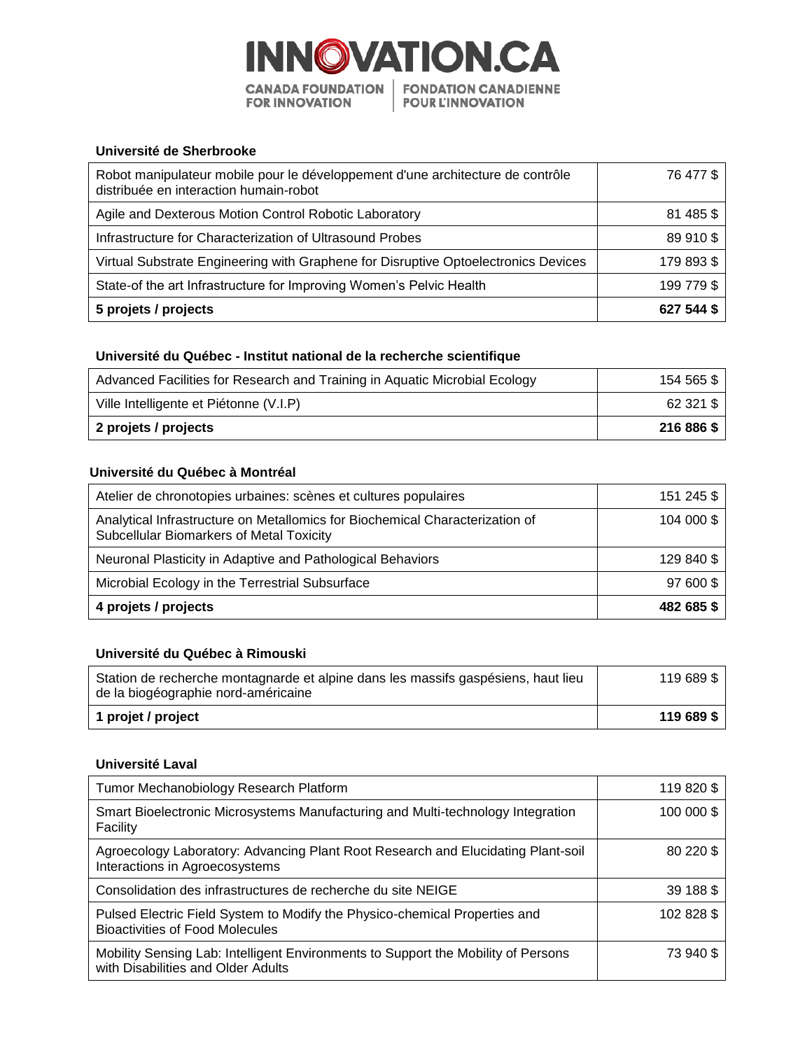### Université de Sherbrooke

| | |
|---|---|
| Robot manipulateur mobile pour le développement d'une architecture de contrôle distribuée en interaction humain-robot | 76 477 $ |
| Agile and Dexterous Motion Control Robotic Laboratory | 81 485 $ |
| Infrastructure for Characterization of Ultrasound Probes | 89 910 $ |
| Virtual Substrate Engineering with Graphene for Disruptive Optoelectronics Devices | 179 893 $ |
| State-of the art Infrastructure for Improving Women's Pelvic Health | 199 779 $ |
| **5 projets / projects** | **627 544 $** |

### Université du Québec - Institut national de la recherche scientifique

| | |
|---|---|
| Advanced Facilities for Research and Training in Aquatic Microbial Ecology | 154 565 $ |
| Ville Intelligente et Piétonne (V.I.P) | 62 321 $ |
| **2 projets / projects** | **216 886 $** |

### Université du Québec à Montréal

| | |
|---|---|
| Atelier de chronotopies urbaines: scènes et cultures populaires | 151 245 $ |
| Analytical Infrastructure on Metallomics for Biochemical Characterization of Subcellular Biomarkers of Metal Toxicity | 104 000 $ |
| Neuronal Plasticity in Adaptive and Pathological Behaviors | 129 840 $ |
| Microbial Ecology in the Terrestrial Subsurface | 97 600 $ |
| **4 projets / projects** | **482 685 $** |

### Université du Québec à Rimouski

| | |
|---|---|
| Station de recherche montagnarde et alpine dans les massifs gaspésiens, haut lieu de la biogéographie nord-américaine | 119 689 $ |
| **1 projet / project** | **119 689 $** |

### Université Laval

| | |
|---|---|
| Tumor Mechanobiology Research Platform | 119 820 $ |
| Smart Bioelectronic Microsystems Manufacturing and Multi-technology Integration Facility | 100 000 $ |
| Agroecology Laboratory: Advancing Plant Root Research and Elucidating Plant-soil Interactions in Agroecosystems | 80 220 $ |
| Consolidation des infrastructures de recherche du site NEIGE | 39 188 $ |
| Pulsed Electric Field System to Modify the Physico-chemical Properties and Bioactivities of Food Molecules | 102 828 $ |
| Mobility Sensing Lab: Intelligent Environments to Support the Mobility of Persons with Disabilities and Older Adults | 73 940 $ |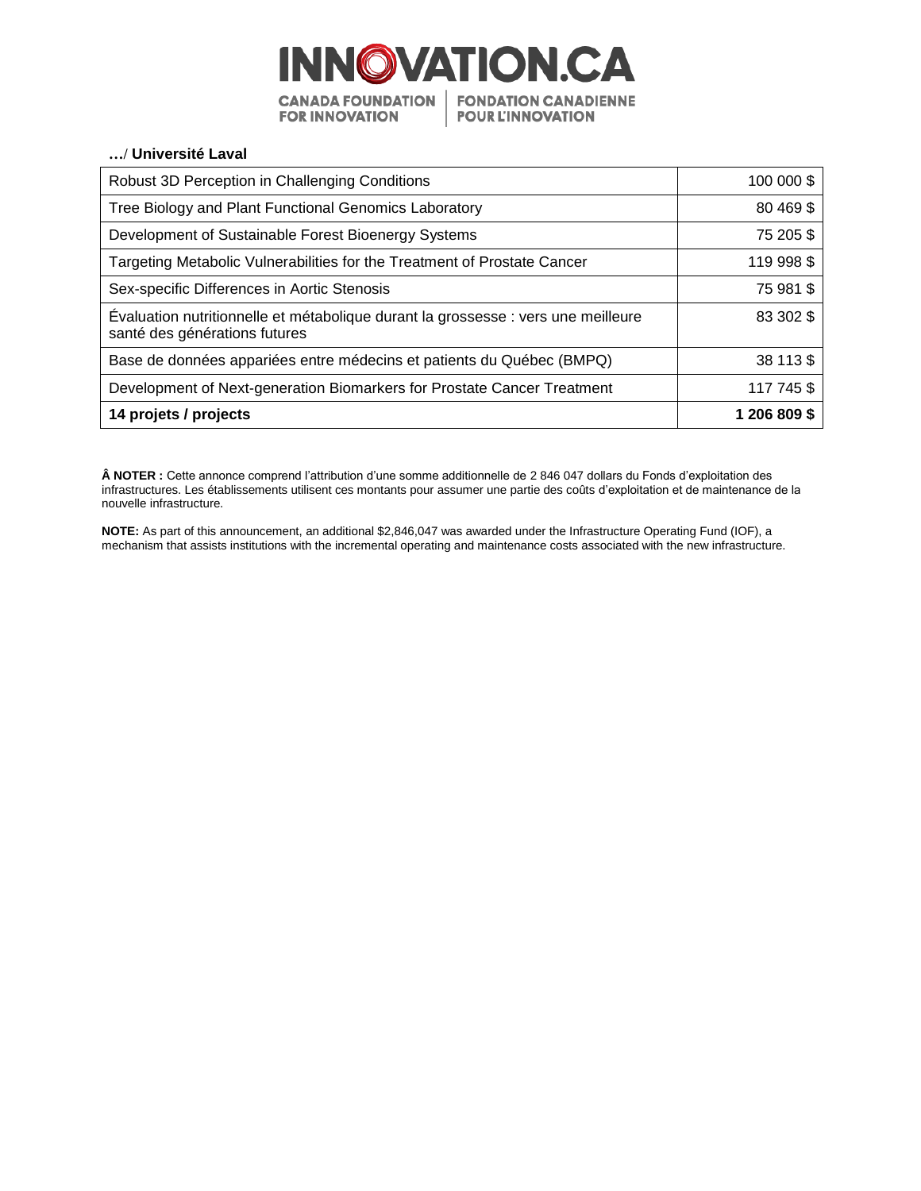**…/ Université Laval**

| | |
|---|---|
| Robust 3D Perception in Challenging Conditions | 100 000 $ |
| Tree Biology and Plant Functional Genomics Laboratory | 80 469 $ |
| Development of Sustainable Forest Bioenergy Systems | 75 205 $ |
| Targeting Metabolic Vulnerabilities for the Treatment of Prostate Cancer | 119 998 $ |
| Sex-specific Differences in Aortic Stenosis | 75 981 $ |
| Évaluation nutritionnelle et métabolique durant la grossesse : vers une meilleure santé des générations futures | 83 302 $ |
| Base de données appariées entre médecins et patients du Québec (BMPQ) | 38 113 $ |
| Development of Next-generation Biomarkers for Prostate Cancer Treatment | 117 745 $ |
| **14 projets / projects** | **1 206 809 $** |

**À NOTER :** Cette annonce comprend l'attribution d'une somme additionnelle de 2 846 047 dollars du Fonds d'exploitation des infrastructures. Les établissements utilisent ces montants pour assumer une partie des coûts d'exploitation et de maintenance de la nouvelle infrastructure.

**NOTE:** As part of this announcement, an additional $2,846,047 was awarded under the Infrastructure Operating Fund (IOF), a mechanism that assists institutions with the incremental operating and maintenance costs associated with the new infrastructure.